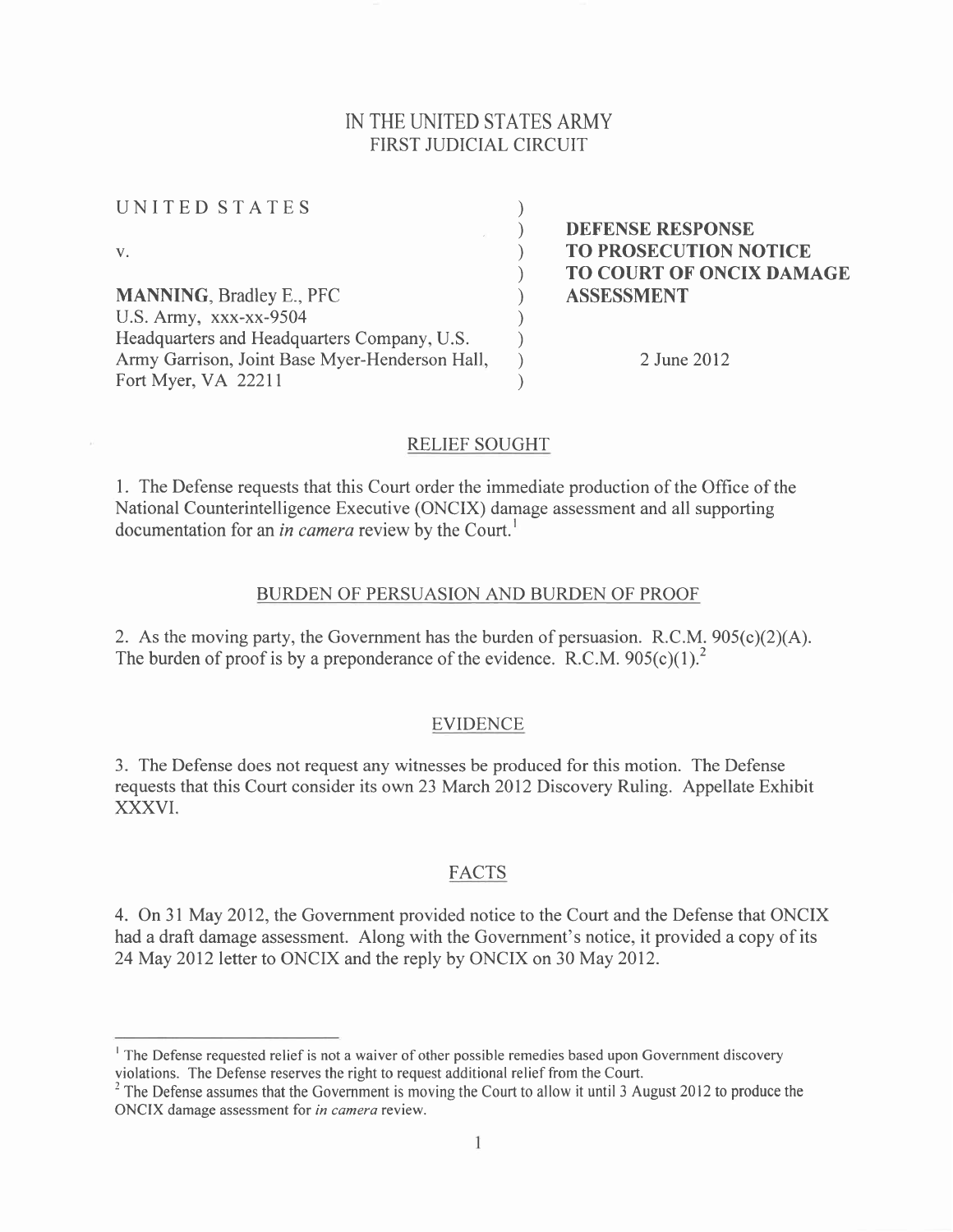# IN THE UNITED STATES ARMY
## FIRST JUDICIAL CIRCUIT

| | |
|---|---|
| UNITED STATES | **DEFENSE RESPONSE TO PROSECUTION NOTICE TO COURT OF ONCIX DAMAGE ASSESSMENT** |
| v. | |
| **MANNING**, Bradley E., PFC<br>U.S. Army, xxx-xx-9504<br>Headquarters and Headquarters Company, U.S. Army Garrison, Joint Base Myer-Henderson Hall, Fort Myer, VA 22211 | 2 June 2012 |

### RELIEF SOUGHT

1. The Defense requests that this Court order the immediate production of the Office of the National Counterintelligence Executive (ONCIX) damage assessment and all supporting documentation for an *in camera* review by the Court.[1]

### BURDEN OF PERSUASION AND BURDEN OF PROOF

2. As the moving party, the Government has the burden of persuasion. R.C.M. 905(c)(2)(A). The burden of proof is by a preponderance of the evidence. R.C.M. 905(c)(1).[2]

### EVIDENCE

3. The Defense does not request any witnesses be produced for this motion. The Defense requests that this Court consider its own 23 March 2012 Discovery Ruling. Appellate Exhibit XXXVI.

### FACTS

4. On 31 May 2012, the Government provided notice to the Court and the Defense that ONCIX had a draft damage assessment. Along with the Government's notice, it provided a copy of its 24 May 2012 letter to ONCIX and the reply by ONCIX on 30 May 2012.

---

[1] The Defense requested relief is not a waiver of other possible remedies based upon Government discovery violations. The Defense reserves the right to request additional relief from the Court.

[2] The Defense assumes that the Government is moving the Court to allow it until 3 August 2012 to produce the ONCIX damage assessment for *in camera* review.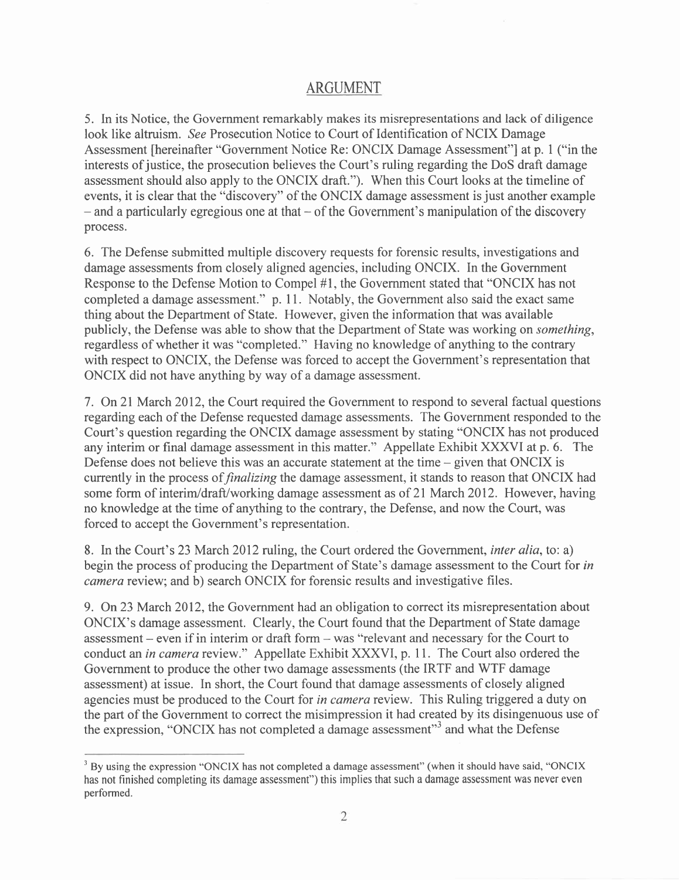## ARGUMENT

5. In its Notice, the Government remarkably makes its misrepresentations and lack of diligence look like altruism. *See* Prosecution Notice to Court of Identification of NCIX Damage Assessment [hereinafter "Government Notice Re: ONCIX Damage Assessment"] at p. 1 ("in the interests of justice, the prosecution believes the Court's ruling regarding the DoS draft damage assessment should also apply to the ONCIX draft."). When this Court looks at the timeline of events, it is clear that the "discovery" of the ONCIX damage assessment is just another example – and a particularly egregious one at that – of the Government's manipulation of the discovery process.

6. The Defense submitted multiple discovery requests for forensic results, investigations and damage assessments from closely aligned agencies, including ONCIX. In the Government Response to the Defense Motion to Compel #1, the Government stated that "ONCIX has not completed a damage assessment." p. 11. Notably, the Government also said the exact same thing about the Department of State. However, given the information that was available publicly, the Defense was able to show that the Department of State was working on *something*, regardless of whether it was "completed." Having no knowledge of anything to the contrary with respect to ONCIX, the Defense was forced to accept the Government's representation that ONCIX did not have anything by way of a damage assessment.

7. On 21 March 2012, the Court required the Government to respond to several factual questions regarding each of the Defense requested damage assessments. The Government responded to the Court's question regarding the ONCIX damage assessment by stating "ONCIX has not produced any interim or final damage assessment in this matter." Appellate Exhibit XXXVI at p. 6. The Defense does not believe this was an accurate statement at the time – given that ONCIX is currently in the process of *finalizing* the damage assessment, it stands to reason that ONCIX had some form of interim/draft/working damage assessment as of 21 March 2012. However, having no knowledge at the time of anything to the contrary, the Defense, and now the Court, was forced to accept the Government's representation.

8. In the Court's 23 March 2012 ruling, the Court ordered the Government, *inter alia*, to: a) begin the process of producing the Department of State's damage assessment to the Court for *in camera* review; and b) search ONCIX for forensic results and investigative files.

9. On 23 March 2012, the Government had an obligation to correct its misrepresentation about ONCIX's damage assessment. Clearly, the Court found that the Department of State damage assessment – even if in interim or draft form – was "relevant and necessary for the Court to conduct an *in camera* review." Appellate Exhibit XXXVI, p. 11. The Court also ordered the Government to produce the other two damage assessments (the IRTF and WTF damage assessment) at issue. In short, the Court found that damage assessments of closely aligned agencies must be produced to the Court for *in camera* review. This Ruling triggered a duty on the part of the Government to correct the misimpression it had created by its disingenuous use of the expression, "ONCIX has not completed a damage assessment"[3] and what the Defense

---

[3] By using the expression "ONCIX has not completed a damage assessment" (when it should have said, "ONCIX has not finished completing its damage assessment") this implies that such a damage assessment was never even performed.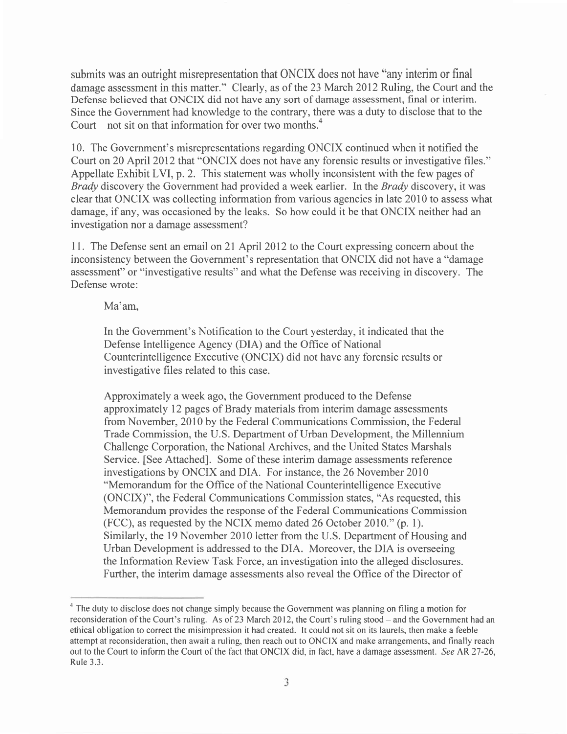submits was an outright misrepresentation that ONCIX does not have "any interim or final damage assessment in this matter." Clearly, as of the 23 March 2012 Ruling, the Court and the Defense believed that ONCIX did not have any sort of damage assessment, final or interim. Since the Government had knowledge to the contrary, there was a duty to disclose that to the Court – not sit on that information for over two months.[4]

10. The Government's misrepresentations regarding ONCIX continued when it notified the Court on 20 April 2012 that "ONCIX does not have any forensic results or investigative files." Appellate Exhibit LVI, p. 2. This statement was wholly inconsistent with the few pages of *Brady* discovery the Government had provided a week earlier. In the *Brady* discovery, it was clear that ONCIX was collecting information from various agencies in late 2010 to assess what damage, if any, was occasioned by the leaks. So how could it be that ONCIX neither had an investigation nor a damage assessment?

11. The Defense sent an email on 21 April 2012 to the Court expressing concern about the inconsistency between the Government's representation that ONCIX did not have a "damage assessment" or "investigative results" and what the Defense was receiving in discovery. The Defense wrote:

> Ma'am,
>
> In the Government's Notification to the Court yesterday, it indicated that the Defense Intelligence Agency (DIA) and the Office of National Counterintelligence Executive (ONCIX) did not have any forensic results or investigative files related to this case.
>
> Approximately a week ago, the Government produced to the Defense approximately 12 pages of Brady materials from interim damage assessments from November, 2010 by the Federal Communications Commission, the Federal Trade Commission, the U.S. Department of Urban Development, the Millennium Challenge Corporation, the National Archives, and the United States Marshals Service. [See Attached]. Some of these interim damage assessments reference investigations by ONCIX and DIA. For instance, the 26 November 2010 "Memorandum for the Office of the National Counterintelligence Executive (ONCIX)", the Federal Communications Commission states, "As requested, this Memorandum provides the response of the Federal Communications Commission (FCC), as requested by the NCIX memo dated 26 October 2010." (p. 1). Similarly, the 19 November 2010 letter from the U.S. Department of Housing and Urban Development is addressed to the DIA. Moreover, the DIA is overseeing the Information Review Task Force, an investigation into the alleged disclosures. Further, the interim damage assessments also reveal the Office of the Director of

---

[4] The duty to disclose does not change simply because the Government was planning on filing a motion for reconsideration of the Court's ruling. As of 23 March 2012, the Court's ruling stood – and the Government had an ethical obligation to correct the misimpression it had created. It could not sit on its laurels, then make a feeble attempt at reconsideration, then await a ruling, then reach out to ONCIX and make arrangements, and finally reach out to the Court to inform the Court of the fact that ONCIX did, in fact, have a damage assessment. *See* AR 27-26, Rule 3.3.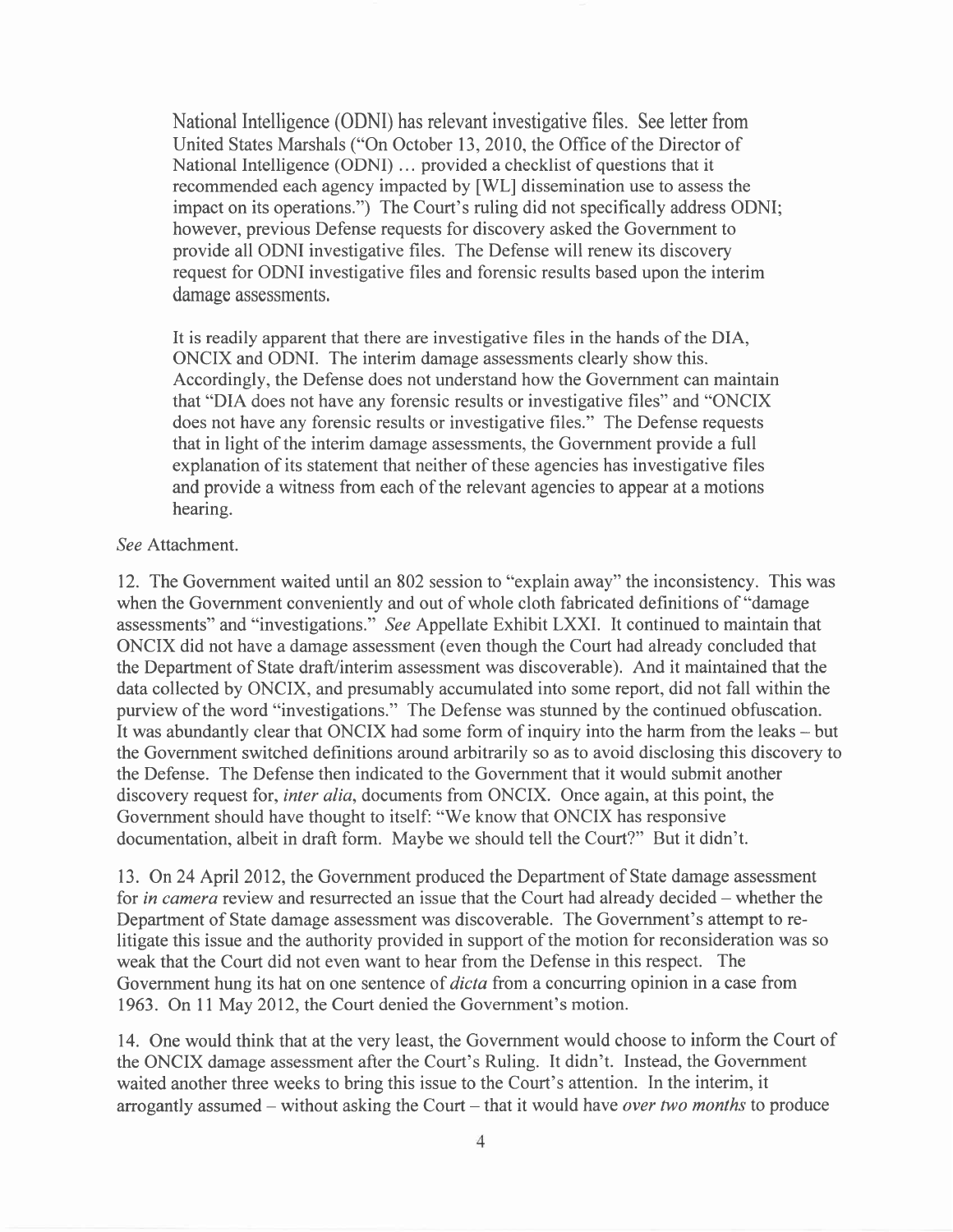> National Intelligence (ODNI) has relevant investigative files. See letter from United States Marshals ("On October 13, 2010, the Office of the Director of National Intelligence (ODNI) … provided a checklist of questions that it recommended each agency impacted by [WL] dissemination use to assess the impact on its operations.") The Court's ruling did not specifically address ODNI; however, previous Defense requests for discovery asked the Government to provide all ODNI investigative files. The Defense will renew its discovery request for ODNI investigative files and forensic results based upon the interim damage assessments.
>
> It is readily apparent that there are investigative files in the hands of the DIA, ONCIX and ODNI. The interim damage assessments clearly show this. Accordingly, the Defense does not understand how the Government can maintain that "DIA does not have any forensic results or investigative files" and "ONCIX does not have any forensic results or investigative files." The Defense requests that in light of the interim damage assessments, the Government provide a full explanation of its statement that neither of these agencies has investigative files and provide a witness from each of the relevant agencies to appear at a motions hearing.

*See* Attachment.

12. The Government waited until an 802 session to "explain away" the inconsistency. This was when the Government conveniently and out of whole cloth fabricated definitions of "damage assessments" and "investigations." *See* Appellate Exhibit LXXI. It continued to maintain that ONCIX did not have a damage assessment (even though the Court had already concluded that the Department of State draft/interim assessment was discoverable). And it maintained that the data collected by ONCIX, and presumably accumulated into some report, did not fall within the purview of the word "investigations." The Defense was stunned by the continued obfuscation. It was abundantly clear that ONCIX had some form of inquiry into the harm from the leaks – but the Government switched definitions around arbitrarily so as to avoid disclosing this discovery to the Defense. The Defense then indicated to the Government that it would submit another discovery request for, *inter alia*, documents from ONCIX. Once again, at this point, the Government should have thought to itself: "We know that ONCIX has responsive documentation, albeit in draft form. Maybe we should tell the Court?" But it didn't.

13. On 24 April 2012, the Government produced the Department of State damage assessment for *in camera* review and resurrected an issue that the Court had already decided – whether the Department of State damage assessment was discoverable. The Government's attempt to re-litigate this issue and the authority provided in support of the motion for reconsideration was so weak that the Court did not even want to hear from the Defense in this respect. The Government hung its hat on one sentence of *dicta* from a concurring opinion in a case from 1963. On 11 May 2012, the Court denied the Government's motion.

14. One would think that at the very least, the Government would choose to inform the Court of the ONCIX damage assessment after the Court's Ruling. It didn't. Instead, the Government waited another three weeks to bring this issue to the Court's attention. In the interim, it arrogantly assumed – without asking the Court – that it would have *over two months* to produce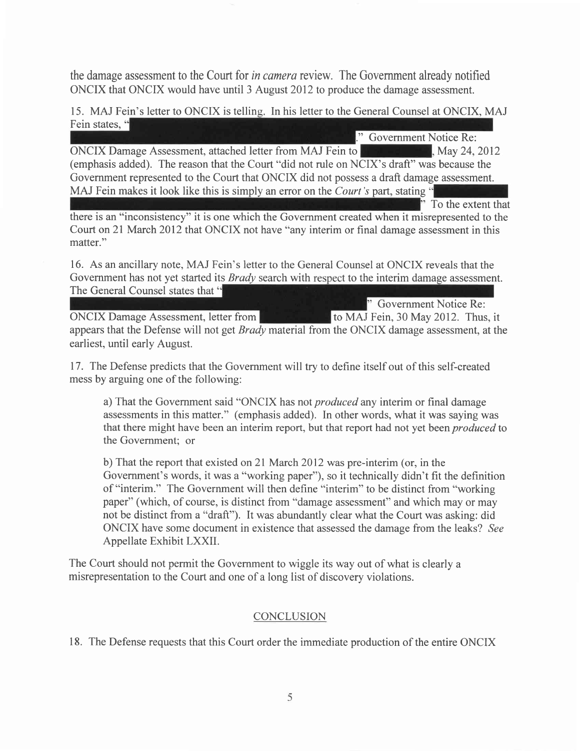the damage assessment to the Court for *in camera* review. The Government already notified ONCIX that ONCIX would have until 3 August 2012 to produce the damage assessment.

15. MAJ Fein's letter to ONCIX is telling. In his letter to the General Counsel at ONCIX, MAJ Fein states, "[REDACTED]." Government Notice Re: ONCIX Damage Assessment, attached letter from MAJ Fein to [REDACTED], May 24, 2012 (emphasis added). The reason that the Court "did not rule on NCIX's draft" was because the Government represented to the Court that ONCIX did not possess a draft damage assessment. MAJ Fein makes it look like this is simply an error on the *Court's* part, stating "[REDACTED]" To the extent that there is an "inconsistency" it is one which the Government created when it misrepresented to the Court on 21 March 2012 that ONCIX not have "any interim or final damage assessment in this matter."

16. As an ancillary note, MAJ Fein's letter to the General Counsel at ONCIX reveals that the Government has not yet started its *Brady* search with respect to the interim damage assessment. The General Counsel states that "[REDACTED]" Government Notice Re: ONCIX Damage Assessment, letter from [REDACTED] to MAJ Fein, 30 May 2012. Thus, it appears that the Defense will not get *Brady* material from the ONCIX damage assessment, at the earliest, until early August.

17. The Defense predicts that the Government will try to define itself out of this self-created mess by arguing one of the following:

> a) That the Government said "ONCIX has not *produced* any interim or final damage assessments in this matter." (emphasis added). In other words, what it was saying was that there might have been an interim report, but that report had not yet been *produced* to the Government; or
>
> b) That the report that existed on 21 March 2012 was pre-interim (or, in the Government's words, it was a "working paper"), so it technically didn't fit the definition of "interim." The Government will then define "interim" to be distinct from "working paper" (which, of course, is distinct from "damage assessment" and which may or may not be distinct from a "draft"). It was abundantly clear what the Court was asking: did ONCIX have some document in existence that assessed the damage from the leaks? *See* Appellate Exhibit LXXII.

The Court should not permit the Government to wiggle its way out of what is clearly a misrepresentation to the Court and one of a long list of discovery violations.

## CONCLUSION

18. The Defense requests that this Court order the immediate production of the entire ONCIX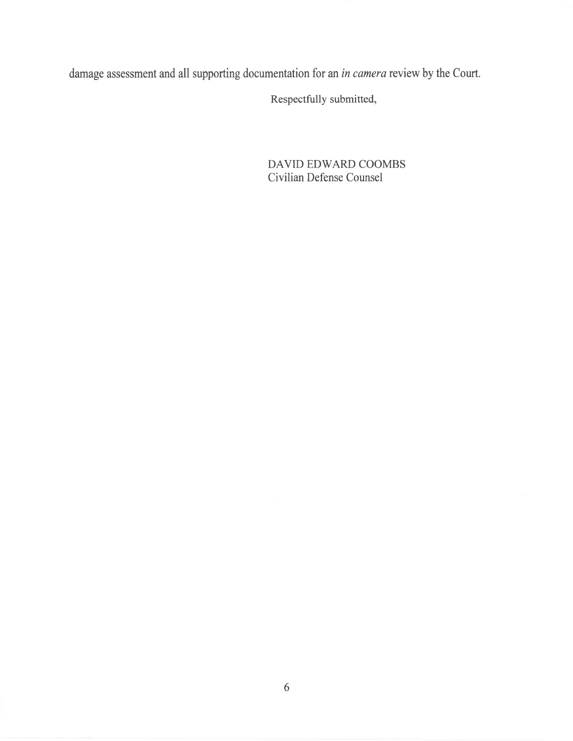damage assessment and all supporting documentation for an *in camera* review by the Court.

Respectfully submitted,

DAVID EDWARD COOMBS
Civilian Defense Counsel